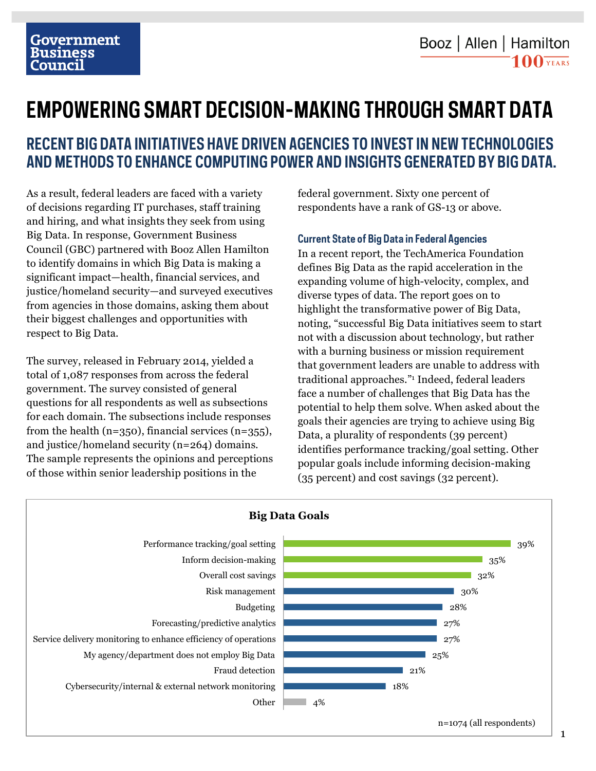Government Business Council

Booz | Allen | Hamilton 100 YEARS

# EMPOWERING SMART DECISION-MAKING THROUGH SMART DATA

## RECENT BIG DATA INITIATIVES HAVE DRIVEN AGENCIES TO INVEST IN NEW TECHNOLOGIES AND METHODS TO ENHANCE COMPUTING POWER AND INSIGHTS GENERATED BY BIG DATA.

As a result, federal leaders are faced with a variety of decisions regarding IT purchases, staff training and hiring, and what insights they seek from using Big Data. In response, Government Business Council (GBC) partnered with Booz Allen Hamilton to identify domains in which Big Data is making a significant impact—health, financial services, and justice/homeland security—and surveyed executives from agencies in those domains, asking them about their biggest challenges and opportunities with respect to Big Data.

The survey, released in February 2014, yielded a total of 1,087 responses from across the federal government. The survey consisted of general questions for all respondents as well as subsections for each domain. The subsections include responses from the health (n=350), financial services (n=355), and justice/homeland security (n=264) domains. The sample represents the opinions and perceptions of those within senior leadership positions in the federal government. Sixty one percent of respondents have a rank of GS-13 or above.

### Current State of Big Data in Federal Agencies

In a recent report, the TechAmerica Foundation defines Big Data as the rapid acceleration in the expanding volume of high-velocity, complex, and diverse types of data. The report goes on to highlight the transformative power of Big Data, noting, "successful Big Data initiatives seem to start not with a discussion about technology, but rather with a burning business or mission requirement that government leaders are unable to address with traditional approaches."[1] Indeed, federal leaders face a number of challenges that Big Data has the potential to help them solve. When asked about the goals their agencies are trying to achieve using Big Data, a plurality of respondents (39 percent) identifies performance tracking/goal setting. Other popular goals include informing decision-making (35 percent) and cost savings (32 percent).

**Big Data Goals**

| Goal | Percent |
|---|---|
| Performance tracking/goal setting | 39% |
| Inform decision-making | 35% |
| Overall cost savings | 32% |
| Risk management | 30% |
| Budgeting | 28% |
| Forecasting/predictive analytics | 27% |
| Service delivery monitoring to enhance efficiency of operations | 27% |
| My agency/department does not employ Big Data | 25% |
| Fraud detection | 21% |
| Cybersecurity/internal & external network monitoring | 18% |
| Other | 4% |

n=1074 (all respondents)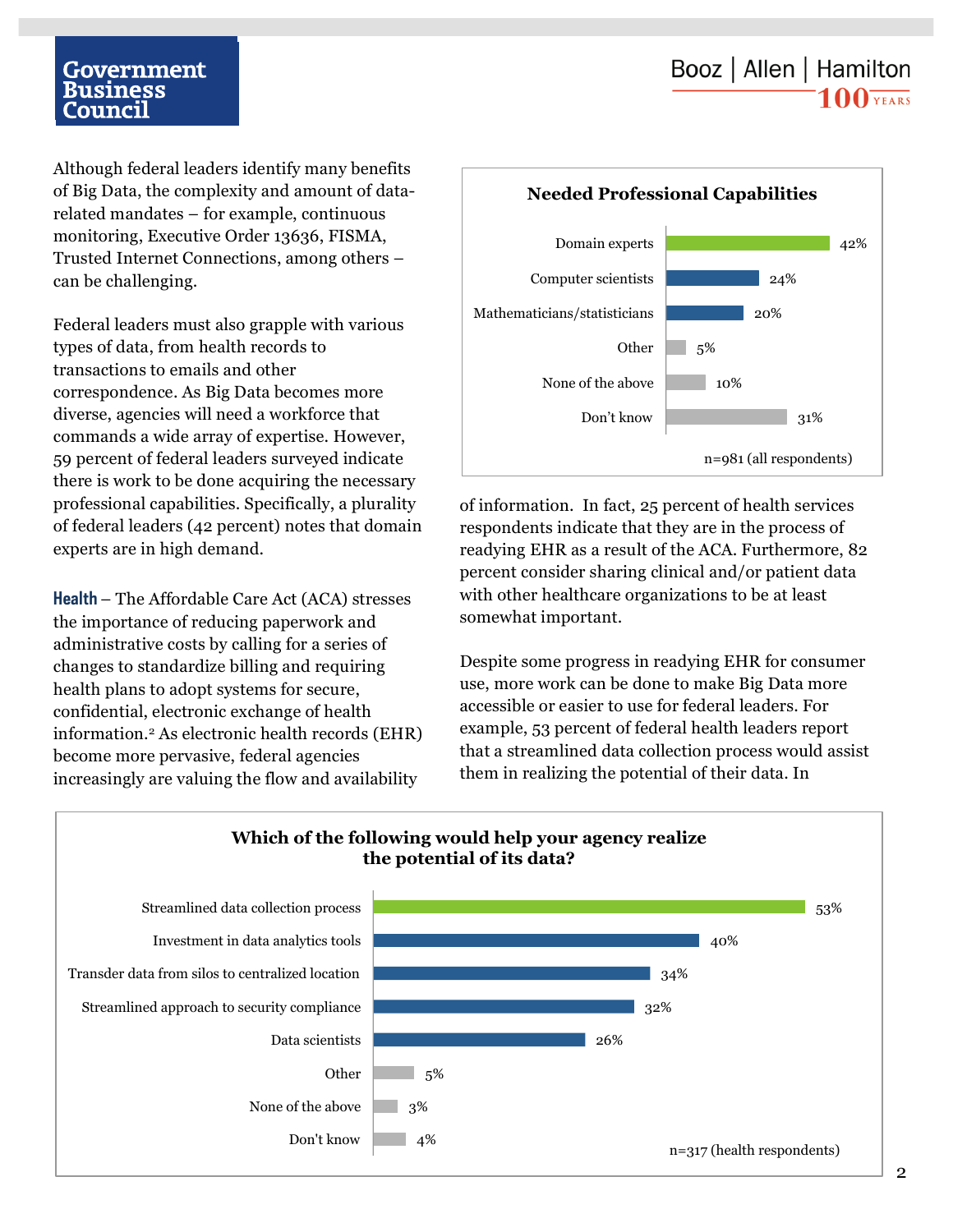Although federal leaders identify many benefits of Big Data, the complexity and amount of data-related mandates – for example, continuous monitoring, Executive Order 13636, FISMA, Trusted Internet Connections, among others – can be challenging.

Federal leaders must also grapple with various types of data, from health records to transactions to emails and other correspondence. As Big Data becomes more diverse, agencies will need a workforce that commands a wide array of expertise. However, 59 percent of federal leaders surveyed indicate there is work to be done acquiring the necessary professional capabilities. Specifically, a plurality of federal leaders (42 percent) notes that domain experts are in high demand.

**Needed Professional Capabilities**

| Capability | Percent |
|---|---|
| Domain experts | 42% |
| Computer scientists | 24% |
| Mathematicians/statisticians | 20% |
| Other | 5% |
| None of the above | 10% |
| Don't know | 31% |

n=981 (all respondents)

**Health** – The Affordable Care Act (ACA) stresses the importance of reducing paperwork and administrative costs by calling for a series of changes to standardize billing and requiring health plans to adopt systems for secure, confidential, electronic exchange of health information.[2] As electronic health records (EHR) become more pervasive, federal agencies increasingly are valuing the flow and availability of information. In fact, 25 percent of health services respondents indicate that they are in the process of readying EHR as a result of the ACA. Furthermore, 82 percent consider sharing clinical and/or patient data with other healthcare organizations to be at least somewhat important.

Despite some progress in readying EHR for consumer use, more work can be done to make Big Data more accessible or easier to use for federal leaders. For example, 53 percent of federal health leaders report that a streamlined data collection process would assist them in realizing the potential of their data. In

**Which of the following would help your agency realize the potential of its data?**

| Response | Percent |
|---|---|
| Streamlined data collection process | 53% |
| Investment in data analytics tools | 40% |
| Transder data from silos to centralized location | 34% |
| Streamlined approach to security compliance | 32% |
| Data scientists | 26% |
| Other | 5% |
| None of the above | 3% |
| Don't know | 4% |

n=317 (health respondents)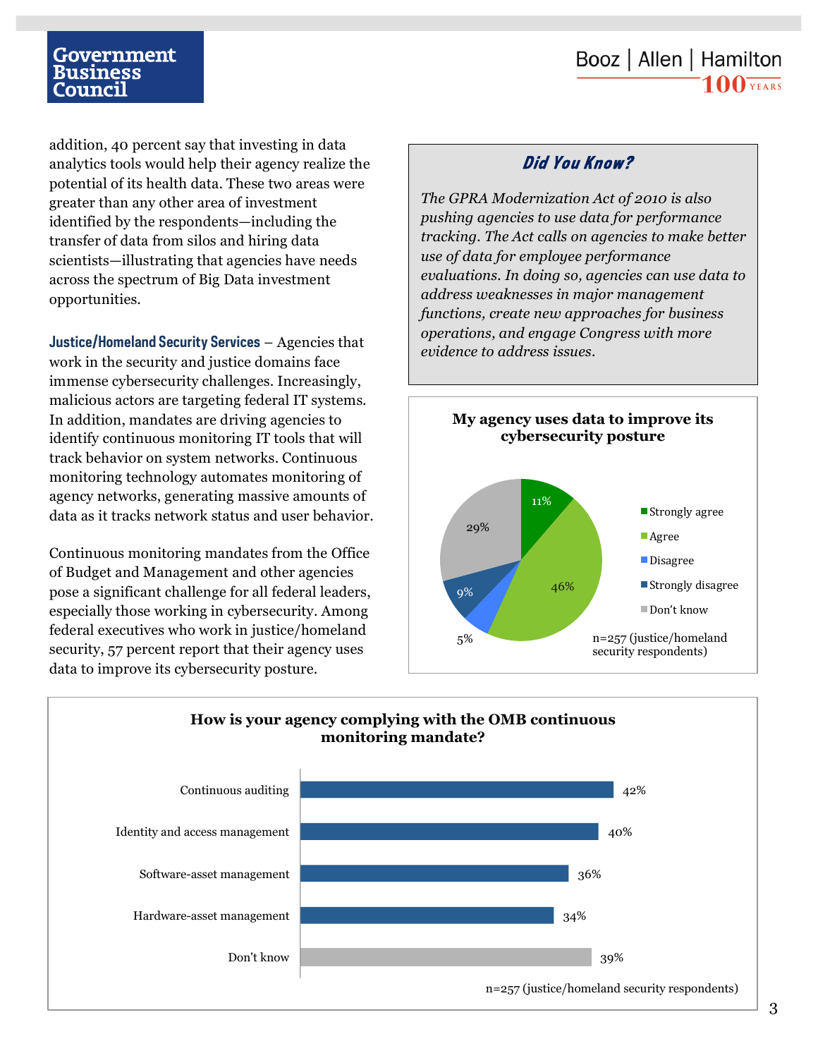addition, 40 percent say that investing in data analytics tools would help their agency realize the potential of its health data. These two areas were greater than any other area of investment identified by the respondents—including the transfer of data from silos and hiring data scientists—illustrating that agencies have needs across the spectrum of Big Data investment opportunities.

**Justice/Homeland Security Services** – Agencies that work in the security and justice domains face immense cybersecurity challenges. Increasingly, malicious actors are targeting federal IT systems. In addition, mandates are driving agencies to identify continuous monitoring IT tools that will track behavior on system networks. Continuous monitoring technology automates monitoring of agency networks, generating massive amounts of data as it tracks network status and user behavior.

Continuous monitoring mandates from the Office of Budget and Management and other agencies pose a significant challenge for all federal leaders, especially those working in cybersecurity. Among federal executives who work in justice/homeland security, 57 percent report that their agency uses data to improve its cybersecurity posture.

> ### *Did You Know?*
>
> *The GPRA Modernization Act of 2010 is also pushing agencies to use data for performance tracking. The Act calls on agencies to make better use of data for employee performance evaluations. In doing so, agencies can use data to address weaknesses in major management functions, create new approaches for business operations, and engage Congress with more evidence to address issues.*

**My agency uses data to improve its cybersecurity posture**

| Response | Percent |
|---|---|
| Strongly agree | 11% |
| Agree | 46% |
| Disagree | 5% |
| Strongly disagree | 9% |
| Don't know | 29% |

n=257 (justice/homeland security respondents)

**How is your agency complying with the OMB continuous monitoring mandate?**

| Response | Percent |
|---|---|
| Continuous auditing | 42% |
| Identity and access management | 40% |
| Software-asset management | 36% |
| Hardware-asset management | 34% |
| Don't know | 39% |

n=257 (justice/homeland security respondents)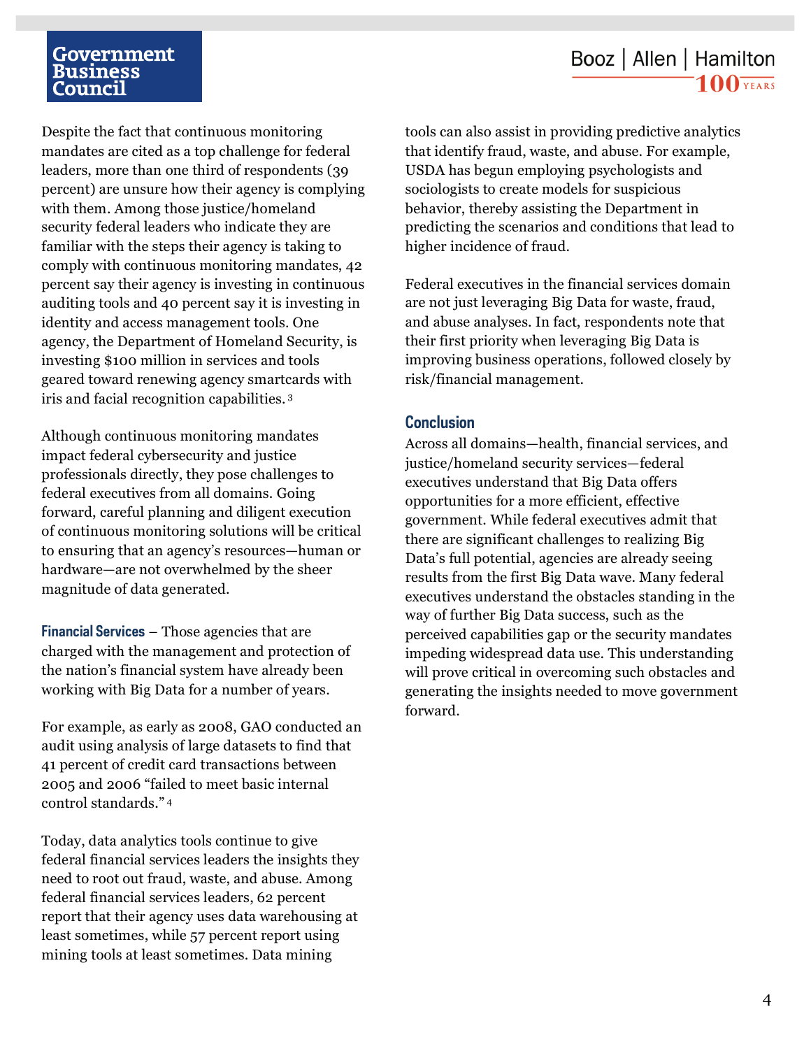Despite the fact that continuous monitoring mandates are cited as a top challenge for federal leaders, more than one third of respondents (39 percent) are unsure how their agency is complying with them. Among those justice/homeland security federal leaders who indicate they are familiar with the steps their agency is taking to comply with continuous monitoring mandates, 42 percent say their agency is investing in continuous auditing tools and 40 percent say it is investing in identity and access management tools. One agency, the Department of Homeland Security, is investing $100 million in services and tools geared toward renewing agency smartcards with iris and facial recognition capabilities.[3]

Although continuous monitoring mandates impact federal cybersecurity and justice professionals directly, they pose challenges to federal executives from all domains. Going forward, careful planning and diligent execution of continuous monitoring solutions will be critical to ensuring that an agency's resources—human or hardware—are not overwhelmed by the sheer magnitude of data generated.

**Financial Services** – Those agencies that are charged with the management and protection of the nation's financial system have already been working with Big Data for a number of years.

For example, as early as 2008, GAO conducted an audit using analysis of large datasets to find that 41 percent of credit card transactions between 2005 and 2006 "failed to meet basic internal control standards."[4]

Today, data analytics tools continue to give federal financial services leaders the insights they need to root out fraud, waste, and abuse. Among federal financial services leaders, 62 percent report that their agency uses data warehousing at least sometimes, while 57 percent report using mining tools at least sometimes. Data mining tools can also assist in providing predictive analytics that identify fraud, waste, and abuse. For example, USDA has begun employing psychologists and sociologists to create models for suspicious behavior, thereby assisting the Department in predicting the scenarios and conditions that lead to higher incidence of fraud.

Federal executives in the financial services domain are not just leveraging Big Data for waste, fraud, and abuse analyses. In fact, respondents note that their first priority when leveraging Big Data is improving business operations, followed closely by risk/financial management.

## Conclusion

Across all domains—health, financial services, and justice/homeland security services—federal executives understand that Big Data offers opportunities for a more efficient, effective government. While federal executives admit that there are significant challenges to realizing Big Data's full potential, agencies are already seeing results from the first Big Data wave. Many federal executives understand the obstacles standing in the way of further Big Data success, such as the perceived capabilities gap or the security mandates impeding widespread data use. This understanding will prove critical in overcoming such obstacles and generating the insights needed to move government forward.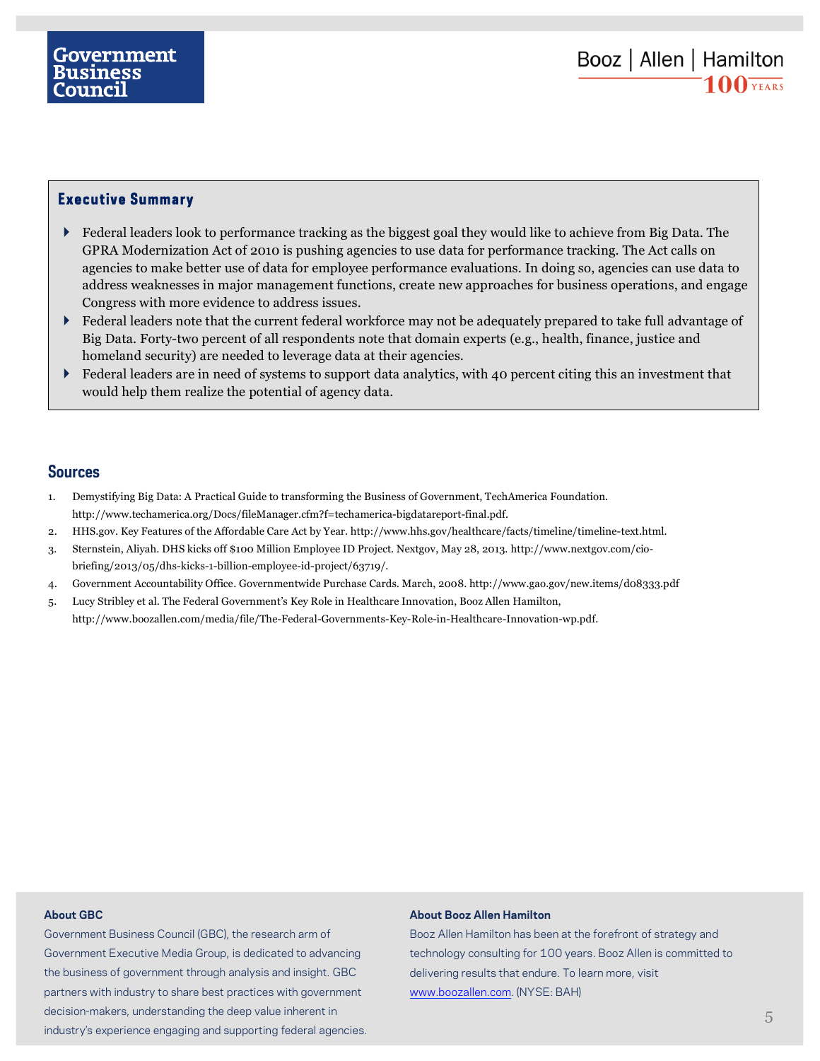## Executive Summary

- Federal leaders look to performance tracking as the biggest goal they would like to achieve from Big Data. The GPRA Modernization Act of 2010 is pushing agencies to use data for performance tracking. The Act calls on agencies to make better use of data for employee performance evaluations. In doing so, agencies can use data to address weaknesses in major management functions, create new approaches for business operations, and engage Congress with more evidence to address issues.
- Federal leaders note that the current federal workforce may not be adequately prepared to take full advantage of Big Data. Forty-two percent of all respondents note that domain experts (e.g., health, finance, justice and homeland security) are needed to leverage data at their agencies.
- Federal leaders are in need of systems to support data analytics, with 40 percent citing this an investment that would help them realize the potential of agency data.

## Sources

1. Demystifying Big Data: A Practical Guide to transforming the Business of Government, TechAmerica Foundation. http://www.techamerica.org/Docs/fileManager.cfm?f=techamerica-bigdatareport-final.pdf.
2. HHS.gov. Key Features of the Affordable Care Act by Year. http://www.hhs.gov/healthcare/facts/timeline/timeline-text.html.
3. Sternstein, Aliyah. DHS kicks off $100 Million Employee ID Project. Nextgov, May 28, 2013. http://www.nextgov.com/cio-briefing/2013/05/dhs-kicks-1-billion-employee-id-project/63719/.
4. Government Accountability Office. Governmentwide Purchase Cards. March, 2008. http://www.gao.gov/new.items/d08333.pdf
5. Lucy Stribley et al. The Federal Government's Key Role in Healthcare Innovation, Booz Allen Hamilton, http://www.boozallen.com/media/file/The-Federal-Governments-Key-Role-in-Healthcare-Innovation-wp.pdf.

**About GBC**

Government Business Council (GBC), the research arm of Government Executive Media Group, is dedicated to advancing the business of government through analysis and insight. GBC partners with industry to share best practices with government decision-makers, understanding the deep value inherent in industry's experience engaging and supporting federal agencies.

**About Booz Allen Hamilton**

Booz Allen Hamilton has been at the forefront of strategy and technology consulting for 100 years. Booz Allen is committed to delivering results that endure. To learn more, visit www.boozallen.com. (NYSE: BAH)